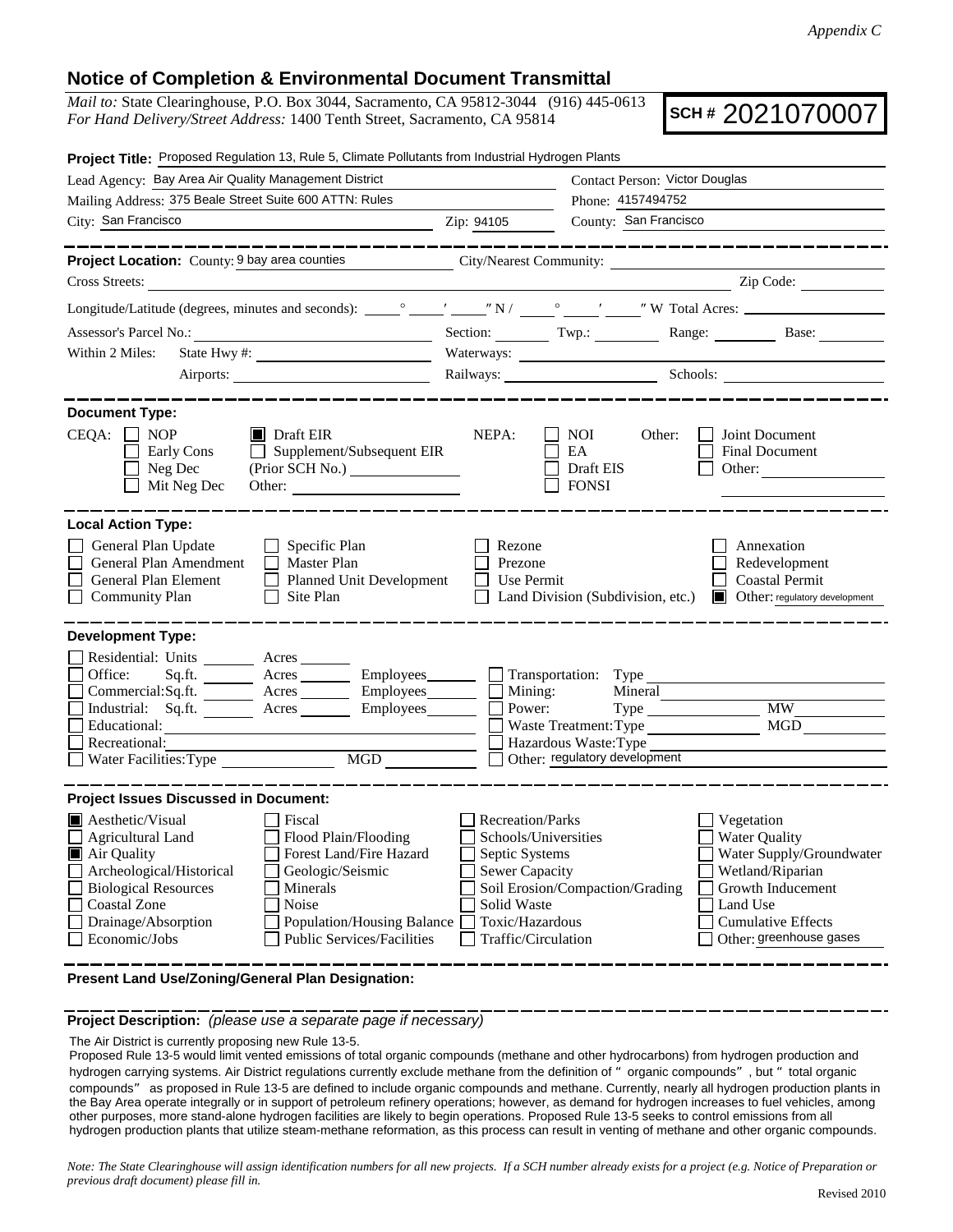*Appendix C*

## Notice of Completion & Environmental Document Transmittal

*Mail to:* State Clearinghouse, P.O. Box 3044, Sacramento, CA 95812-3044 (916) 445-0613
*For Hand Delivery/Street Address:* 1400 Tenth Street, Sacramento, CA 95814

**SCH # 2021070007**

**Project Title:** Proposed Regulation 13, Rule 5, Climate Pollutants from Industrial Hydrogen Plants

Lead Agency: Bay Area Air Quality Management District
Contact Person: Victor Douglas
Mailing Address: 375 Beale Street Suite 600 ATTN: Rules
Phone: 4157494752
City: San Francisco
Zip: 94105
County: San Francisco

---

**Project Location:** County: 9 bay area counties City/Nearest Community:
Cross Streets: Zip Code:
Longitude/Latitude (degrees, minutes and seconds): ° ′ ″ N / ° ′ ″ W Total Acres:
Assessor's Parcel No.: Section: Twp.: Range: Base:
Within 2 Miles: State Hwy #: Waterways:
Airports: Railways: Schools:

---

**Document Type:**

CEQA: ☐ NOP ☒ Draft EIR ☐ Early Cons ☐ Supplement/Subsequent EIR ☐ Neg Dec (Prior SCH No.) ☐ Mit Neg Dec Other:

NEPA: ☐ NOI ☐ EA ☐ Draft EIS ☐ FONSI

Other: ☐ Joint Document ☐ Final Document ☐ Other:

---

**Local Action Type:**

☐ General Plan Update ☐ Specific Plan ☐ Rezone ☐ Annexation
☐ General Plan Amendment ☐ Master Plan ☐ Prezone ☐ Redevelopment
☐ General Plan Element ☐ Planned Unit Development ☐ Use Permit ☐ Coastal Permit
☐ Community Plan ☐ Site Plan ☐ Land Division (Subdivision, etc.) ☒ Other: regulatory development

---

**Development Type:**

☐ Residential: Units Acres
☐ Office: Sq.ft. Acres Employees
☐ Commercial: Sq.ft. Acres Employees
☐ Industrial: Sq.ft. Acres Employees
☐ Educational:
☐ Recreational:
☐ Water Facilities: Type MGD
☐ Transportation: Type
☐ Mining: Mineral
☐ Power: Type MW
☐ Waste Treatment: Type MGD
☐ Hazardous Waste: Type
☐ Other: regulatory development

---

**Project Issues Discussed in Document:**

☒ Aesthetic/Visual ☐ Fiscal ☐ Recreation/Parks ☐ Vegetation
☐ Agricultural Land ☐ Flood Plain/Flooding ☐ Schools/Universities ☐ Water Quality
☒ Air Quality ☐ Forest Land/Fire Hazard ☐ Septic Systems ☐ Water Supply/Groundwater
☐ Archeological/Historical ☐ Geologic/Seismic ☐ Sewer Capacity ☐ Wetland/Riparian
☐ Biological Resources ☐ Minerals ☐ Soil Erosion/Compaction/Grading ☐ Growth Inducement
☐ Coastal Zone ☐ Noise ☐ Solid Waste ☐ Land Use
☐ Drainage/Absorption ☐ Population/Housing Balance ☐ Toxic/Hazardous ☐ Cumulative Effects
☐ Economic/Jobs ☐ Public Services/Facilities ☐ Traffic/Circulation ☐ Other: greenhouse gases

---

**Present Land Use/Zoning/General Plan Designation:**

---

**Project Description:** *(please use a separate page if necessary)*

The Air District is currently proposing new Rule 13-5.
Proposed Rule 13-5 would limit vented emissions of total organic compounds (methane and other hydrocarbons) from hydrogen production and hydrogen carrying systems. Air District regulations currently exclude methane from the definition of "organic compounds", but "total organic compounds" as proposed in Rule 13-5 are defined to include organic compounds and methane. Currently, nearly all hydrogen production plants in the Bay Area operate integrally or in support of petroleum refinery operations; however, as demand for hydrogen increases to fuel vehicles, among other purposes, more stand-alone hydrogen facilities are likely to begin operations. Proposed Rule 13-5 seeks to control emissions from all hydrogen production plants that utilize steam-methane reformation, as this process can result in venting of methane and other organic compounds.

*Note: The State Clearinghouse will assign identification numbers for all new projects. If a SCH number already exists for a project (e.g. Notice of Preparation or previous draft document) please fill in.*

Revised 2010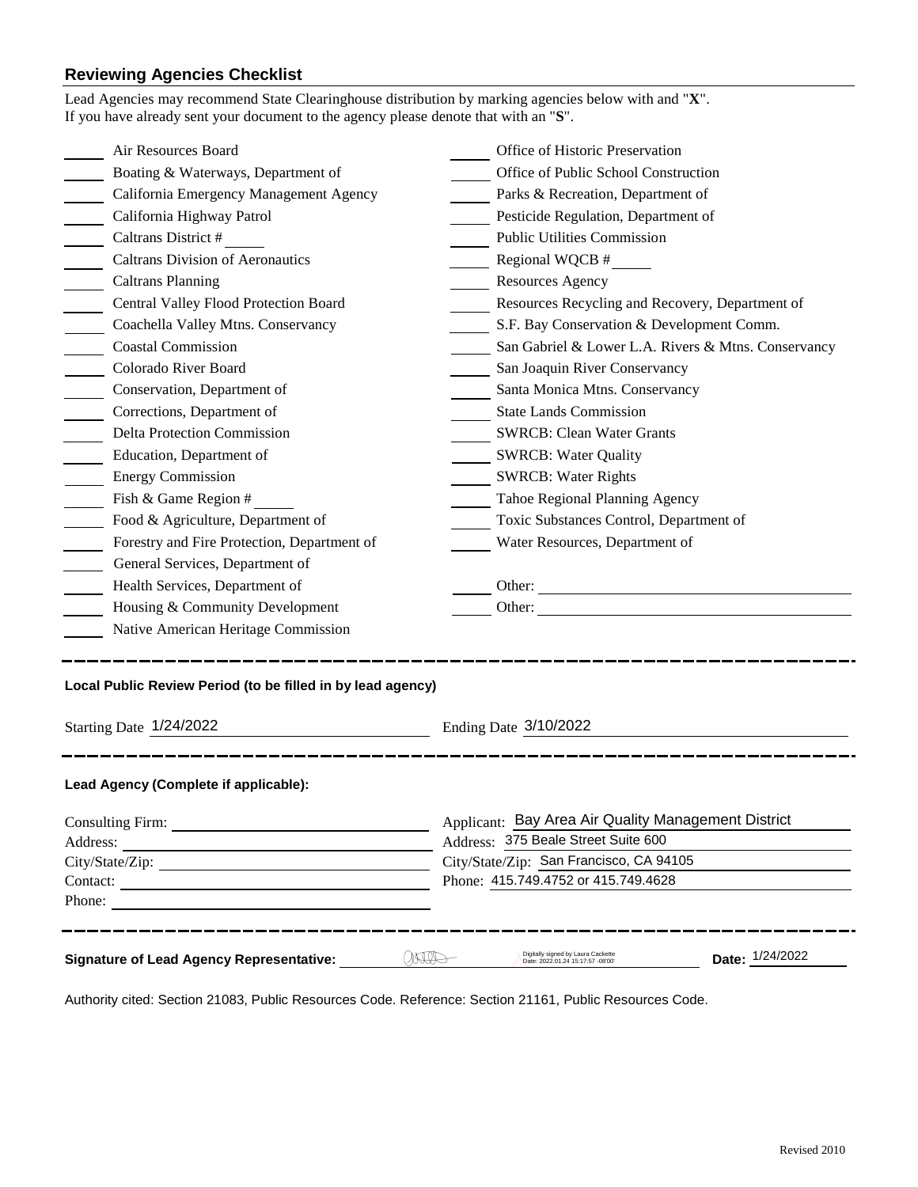## Reviewing Agencies Checklist

Lead Agencies may recommend State Clearinghouse distribution by marking agencies below with and "**X**".
If you have already sent your document to the agency please denote that with an "**S**".

- ____ Air Resources Board
- ____ Boating & Waterways, Department of
- ____ California Emergency Management Agency
- ____ California Highway Patrol
- ____ Caltrans District # ____
- ____ Caltrans Division of Aeronautics
- ____ Caltrans Planning
- ____ Central Valley Flood Protection Board
- ____ Coachella Valley Mtns. Conservancy
- ____ Coastal Commission
- ____ Colorado River Board
- ____ Conservation, Department of
- ____ Corrections, Department of
- ____ Delta Protection Commission
- ____ Education, Department of
- ____ Energy Commission
- ____ Fish & Game Region # ____
- ____ Food & Agriculture, Department of
- ____ Forestry and Fire Protection, Department of
- ____ General Services, Department of
- ____ Health Services, Department of
- ____ Housing & Community Development
- ____ Native American Heritage Commission
- ____ Office of Historic Preservation
- ____ Office of Public School Construction
- ____ Parks & Recreation, Department of
- ____ Pesticide Regulation, Department of
- ____ Public Utilities Commission
- ____ Regional WQCB # ____
- ____ Resources Agency
- ____ Resources Recycling and Recovery, Department of
- ____ S.F. Bay Conservation & Development Comm.
- ____ San Gabriel & Lower L.A. Rivers & Mtns. Conservancy
- ____ San Joaquin River Conservancy
- ____ Santa Monica Mtns. Conservancy
- ____ State Lands Commission
- ____ SWRCB: Clean Water Grants
- ____ SWRCB: Water Quality
- ____ SWRCB: Water Rights
- ____ Tahoe Regional Planning Agency
- ____ Toxic Substances Control, Department of
- ____ Water Resources, Department of
- ____ Other: ____________________
- ____ Other: ____________________

---

**Local Public Review Period (to be filled in by lead agency)**

Starting Date 1/24/2022  Ending Date 3/10/2022

---

**Lead Agency (Complete if applicable):**

Consulting Firm: ____________________
Address: ____________________
City/State/Zip: ____________________
Contact: ____________________
Phone: ____________________

Applicant: Bay Area Air Quality Management District
Address: 375 Beale Street Suite 600
City/State/Zip: San Francisco, CA 94105
Phone: 415.749.4752 or 415.749.4628

---

**Signature of Lead Agency Representative:** Digitally signed by Laura Cackette Date: 2022.01.24 15:17:57 -08'00' **Date:** 1/24/2022

Authority cited: Section 21083, Public Resources Code. Reference: Section 21161, Public Resources Code.

Revised 2010